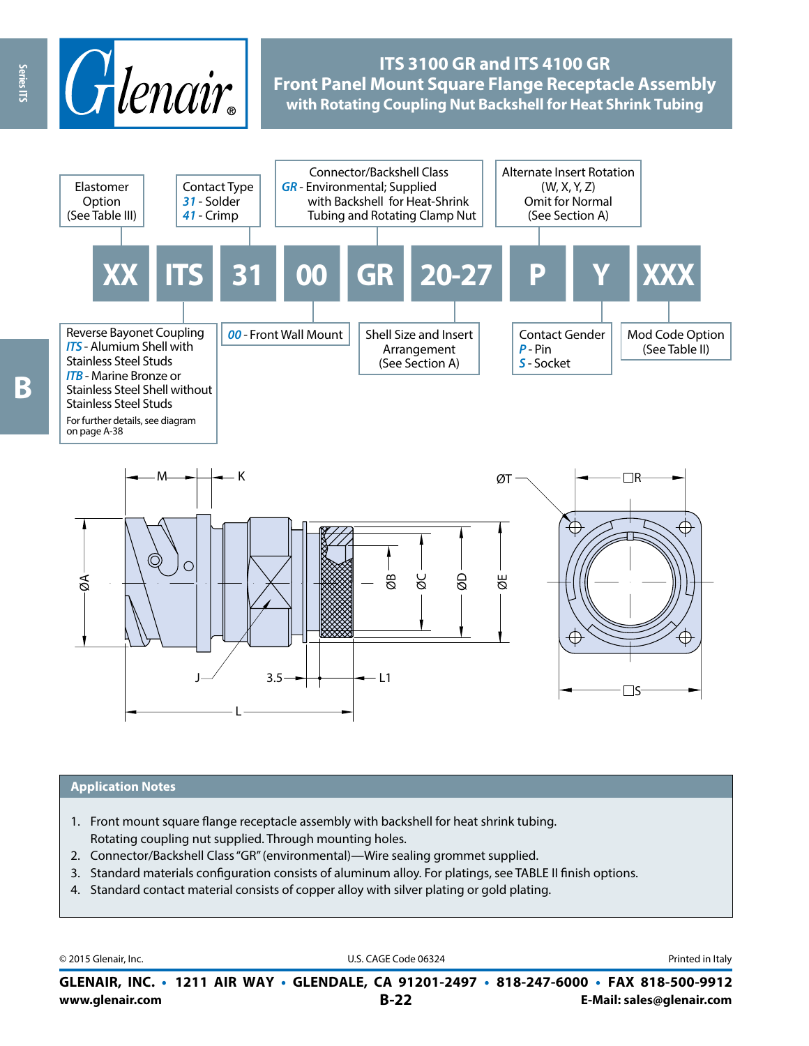# ITS 3100 GR and ITS 4100 GR
## Front Panel Mount Square Flange Receptacle Assembly
### with Rotating Coupling Nut Backshell for Heat Shrink Tubing

| XX | ITS | 31 | 00 | GR | 20-27 | P | Y | XXX |
|---|---|---|---|---|---|---|---|---|

- **Elastomer Option** (See Table III)
- **Contact Type**
  - *31* - Solder
  - *41* - Crimp
- **Connector/Backshell Class**
  - *GR* - Environmental; Supplied with Backshell for Heat-Shrink Tubing and Rotating Clamp Nut
- **Alternate Insert Rotation** (W, X, Y, Z) Omit for Normal (See Section A)
- **Reverse Bayonet Coupling**
  - *ITS* - Alumium Shell with Stainless Steel Studs
  - *ITB* - Marine Bronze or Stainless Steel Shell without Stainless Steel Studs
  - For further details, see diagram on page A-38
- *00* - Front Wall Mount
- **Shell Size and Insert Arrangement** (See Section A)
- **Contact Gender**
  - *P* - Pin
  - *S* - Socket
- **Mod Code Option** (See Table II)

M, K, ØA, J, 3.5, L1, L, ØB, ØC, ØD, ØE, ØT, □R, □S

## Application Notes

1. Front mount square flange receptacle assembly with backshell for heat shrink tubing. Rotating coupling nut supplied. Through mounting holes.
2. Connector/Backshell Class "GR" (environmental)—Wire sealing grommet supplied.
3. Standard materials configuration consists of aluminum alloy. For platings, see TABLE II finish options.
4. Standard contact material consists of copper alloy with silver plating or gold plating.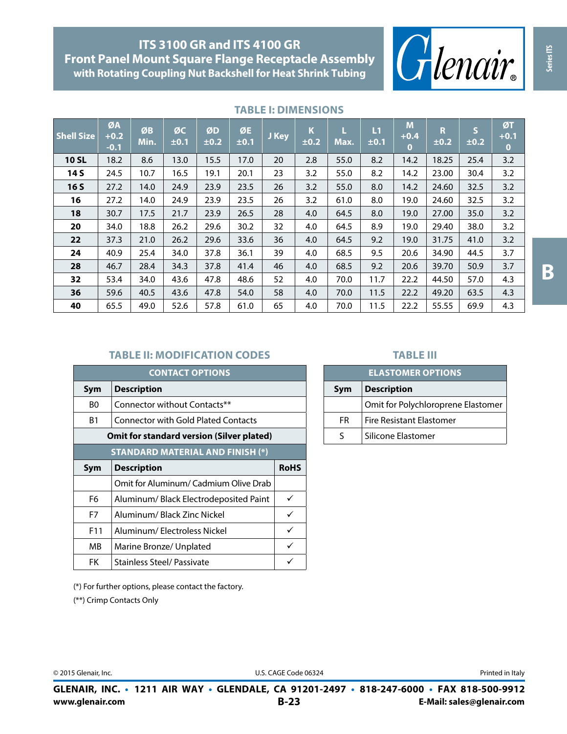# ITS 3100 GR and ITS 4100 GR
## Front Panel Mount Square Flange Receptacle Assembly
### with Rotating Coupling Nut Backshell for Heat Shrink Tubing

## TABLE I: DIMENSIONS

| Shell Size | ØA +0.2 -0.1 | ØB Min. | ØC ±0.1 | ØD ±0.2 | ØE ±0.1 | J Key | K ±0.2 | L Max. | L1 ±0.1 | M +0.4 0 | R ±0.2 | S ±0.2 | ØT +0.1 0 |
|---|---|---|---|---|---|---|---|---|---|---|---|---|---|
| **10 SL** | 18.2 | 8.6 | 13.0 | 15.5 | 17.0 | 20 | 2.8 | 55.0 | 8.2 | 14.2 | 18.25 | 25.4 | 3.2 |
| **14 S** | 24.5 | 10.7 | 16.5 | 19.1 | 20.1 | 23 | 3.2 | 55.0 | 8.2 | 14.2 | 23.00 | 30.4 | 3.2 |
| **16 S** | 27.2 | 14.0 | 24.9 | 23.9 | 23.5 | 26 | 3.2 | 55.0 | 8.0 | 14.2 | 24.60 | 32.5 | 3.2 |
| **16** | 27.2 | 14.0 | 24.9 | 23.9 | 23.5 | 26 | 3.2 | 61.0 | 8.0 | 19.0 | 24.60 | 32.5 | 3.2 |
| **18** | 30.7 | 17.5 | 21.7 | 23.9 | 26.5 | 28 | 4.0 | 64.5 | 8.0 | 19.0 | 27.00 | 35.0 | 3.2 |
| **20** | 34.0 | 18.8 | 26.2 | 29.6 | 30.2 | 32 | 4.0 | 64.5 | 8.9 | 19.0 | 29.40 | 38.0 | 3.2 |
| **22** | 37.3 | 21.0 | 26.2 | 29.6 | 33.6 | 36 | 4.0 | 64.5 | 9.2 | 19.0 | 31.75 | 41.0 | 3.2 |
| **24** | 40.9 | 25.4 | 34.0 | 37.8 | 36.1 | 39 | 4.0 | 68.5 | 9.5 | 20.6 | 34.90 | 44.5 | 3.7 |
| **28** | 46.7 | 28.4 | 34.3 | 37.8 | 41.4 | 46 | 4.0 | 68.5 | 9.2 | 20.6 | 39.70 | 50.9 | 3.7 |
| **32** | 53.4 | 34.0 | 43.6 | 47.8 | 48.6 | 52 | 4.0 | 70.0 | 11.7 | 22.2 | 44.50 | 57.0 | 4.3 |
| **36** | 59.6 | 40.5 | 43.6 | 47.8 | 54.0 | 58 | 4.0 | 70.0 | 11.5 | 22.2 | 49.20 | 63.5 | 4.3 |
| **40** | 65.5 | 49.0 | 52.6 | 57.8 | 61.0 | 65 | 4.0 | 70.0 | 11.5 | 22.2 | 55.55 | 69.9 | 4.3 |

## TABLE II: MODIFICATION CODES

| CONTACT OPTIONS | |
|---|---|
| **Sym** | **Description** |
| B0 | Connector without Contacts** |
| B1 | Connector with Gold Plated Contacts |
| **Omit for standard version (Silver plated)** | |

| STANDARD MATERIAL AND FINISH (*) | | |
|---|---|---|
| **Sym** | **Description** | **RoHS** |
| | Omit for Aluminum/ Cadmium Olive Drab | |
| F6 | Aluminum/ Black Electrodeposited Paint | ✓ |
| F7 | Aluminum/ Black Zinc Nickel | ✓ |
| F11 | Aluminum/ Electroless Nickel | ✓ |
| MB | Marine Bronze/ Unplated | ✓ |
| FK | Stainless Steel/ Passivate | ✓ |

(*) For further options, please contact the factory.

(**) Crimp Contacts Only

## TABLE III

| ELASTOMER OPTIONS | |
|---|---|
| **Sym** | **Description** |
| | Omit for Polychloroprene Elastomer |
| FR | Fire Resistant Elastomer |
| S | Silicone Elastomer |